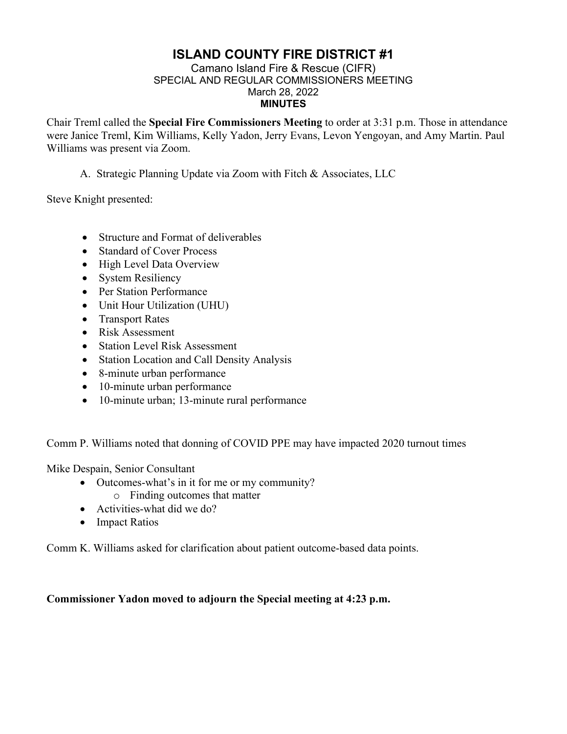# ISLAND COUNTY FIRE DISTRICT #1

Camano Island Fire & Rescue (CIFR)
SPECIAL AND REGULAR COMMISSIONERS MEETING
March 28, 2022
**MINUTES**

Chair Treml called the **Special Fire Commissioners Meeting** to order at 3:31 p.m. Those in attendance were Janice Treml, Kim Williams, Kelly Yadon, Jerry Evans, Levon Yengoyan, and Amy Martin. Paul Williams was present via Zoom.

A. Strategic Planning Update via Zoom with Fitch & Associates, LLC

Steve Knight presented:

- Structure and Format of deliverables
- Standard of Cover Process
- High Level Data Overview
- System Resiliency
- Per Station Performance
- Unit Hour Utilization (UHU)
- Transport Rates
- Risk Assessment
- Station Level Risk Assessment
- Station Location and Call Density Analysis
- 8-minute urban performance
- 10-minute urban performance
- 10-minute urban; 13-minute rural performance

Comm P. Williams noted that donning of COVID PPE may have impacted 2020 turnout times

Mike Despain, Senior Consultant

- Outcomes-what's in it for me or my community?
  - Finding outcomes that matter
- Activities-what did we do?
- Impact Ratios

Comm K. Williams asked for clarification about patient outcome-based data points.

**Commissioner Yadon moved to adjourn the Special meeting at 4:23 p.m.**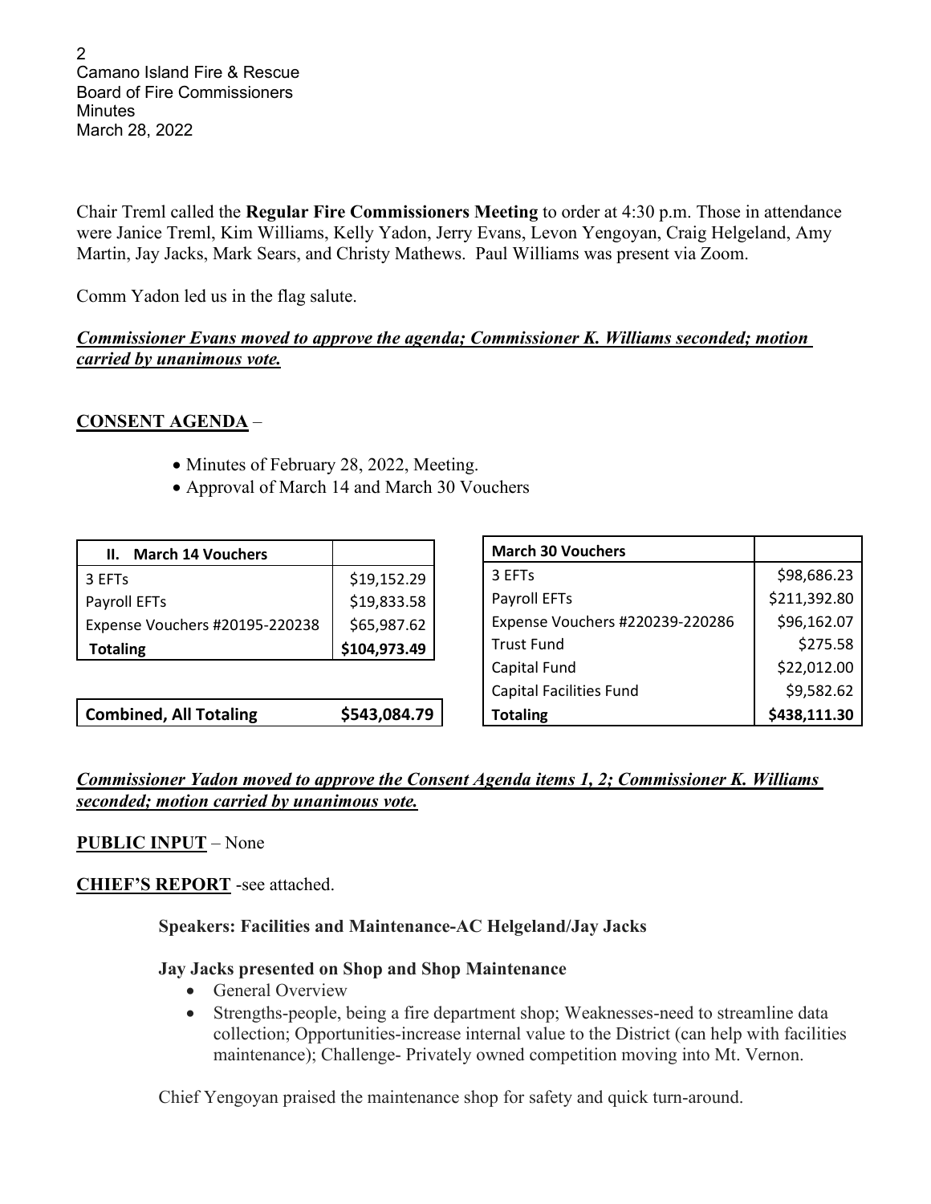Chair Treml called the **Regular Fire Commissioners Meeting** to order at 4:30 p.m. Those in attendance were Janice Treml, Kim Williams, Kelly Yadon, Jerry Evans, Levon Yengoyan, Craig Helgeland, Amy Martin, Jay Jacks, Mark Sears, and Christy Mathews. Paul Williams was present via Zoom.

Comm Yadon led us in the flag salute.

***Commissioner Evans moved to approve the agenda; Commissioner K. Williams seconded; motion carried by unanimous vote.***

**CONSENT AGENDA** –

- Minutes of February 28, 2022, Meeting.
- Approval of March 14 and March 30 Vouchers

| **II. March 14 Vouchers** | |
|---|---|
| 3 EFTs | $19,152.29 |
| Payroll EFTs | $19,833.58 |
| Expense Vouchers #20195-220238 | $65,987.62 |
| **Totaling** | **$104,973.49** |

| **March 30 Vouchers** | |
|---|---|
| 3 EFTs | $98,686.23 |
| Payroll EFTs | $211,392.80 |
| Expense Vouchers #220239-220286 | $96,162.07 |
| Trust Fund | $275.58 |
| Capital Fund | $22,012.00 |
| Capital Facilities Fund | $9,582.62 |
| **Totaling** | **$438,111.30** |

| **Combined, All Totaling** | **$543,084.79** |
|---|---|

***Commissioner Yadon moved to approve the Consent Agenda items 1, 2; Commissioner K. Williams seconded; motion carried by unanimous vote.***

**PUBLIC INPUT** – None

**CHIEF'S REPORT** -see attached.

**Speakers: Facilities and Maintenance-AC Helgeland/Jay Jacks**

**Jay Jacks presented on Shop and Shop Maintenance**

- General Overview
- Strengths-people, being a fire department shop; Weaknesses-need to streamline data collection; Opportunities-increase internal value to the District (can help with facilities maintenance); Challenge- Privately owned competition moving into Mt. Vernon.

Chief Yengoyan praised the maintenance shop for safety and quick turn-around.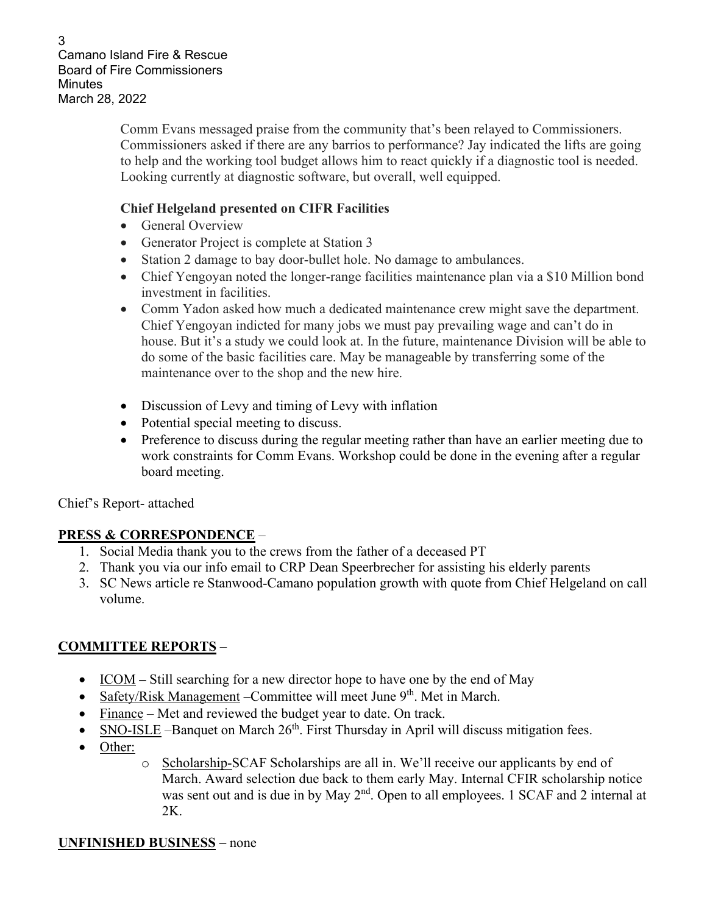Comm Evans messaged praise from the community that's been relayed to Commissioners. Commissioners asked if there are any barrios to performance? Jay indicated the lifts are going to help and the working tool budget allows him to react quickly if a diagnostic tool is needed. Looking currently at diagnostic software, but overall, well equipped.

**Chief Helgeland presented on CIFR Facilities**

- General Overview
- Generator Project is complete at Station 3
- Station 2 damage to bay door-bullet hole. No damage to ambulances.
- Chief Yengoyan noted the longer-range facilities maintenance plan via a $10 Million bond investment in facilities.
- Comm Yadon asked how much a dedicated maintenance crew might save the department. Chief Yengoyan indicted for many jobs we must pay prevailing wage and can't do in house. But it's a study we could look at. In the future, maintenance Division will be able to do some of the basic facilities care. May be manageable by transferring some of the maintenance over to the shop and the new hire.

- Discussion of Levy and timing of Levy with inflation
- Potential special meeting to discuss.
- Preference to discuss during the regular meeting rather than have an earlier meeting due to work constraints for Comm Evans. Workshop could be done in the evening after a regular board meeting.

Chief's Report- attached

**PRESS & CORRESPONDENCE** –

1. Social Media thank you to the crews from the father of a deceased PT
2. Thank you via our info email to CRP Dean Speerbrecher for assisting his elderly parents
3. SC News article re Stanwood-Camano population growth with quote from Chief Helgeland on call volume.

**COMMITTEE REPORTS** –

- ICOM **–** Still searching for a new director hope to have one by the end of May
- Safety/Risk Management –Committee will meet June 9th. Met in March.
- Finance – Met and reviewed the budget year to date. On track.
- SNO-ISLE –Banquet on March 26th. First Thursday in April will discuss mitigation fees.
- Other:
  - Scholarship-SCAF Scholarships are all in. We'll receive our applicants by end of March. Award selection due back to them early May. Internal CFIR scholarship notice was sent out and is due in by May 2nd. Open to all employees. 1 SCAF and 2 internal at 2K.

**UNFINISHED BUSINESS** – none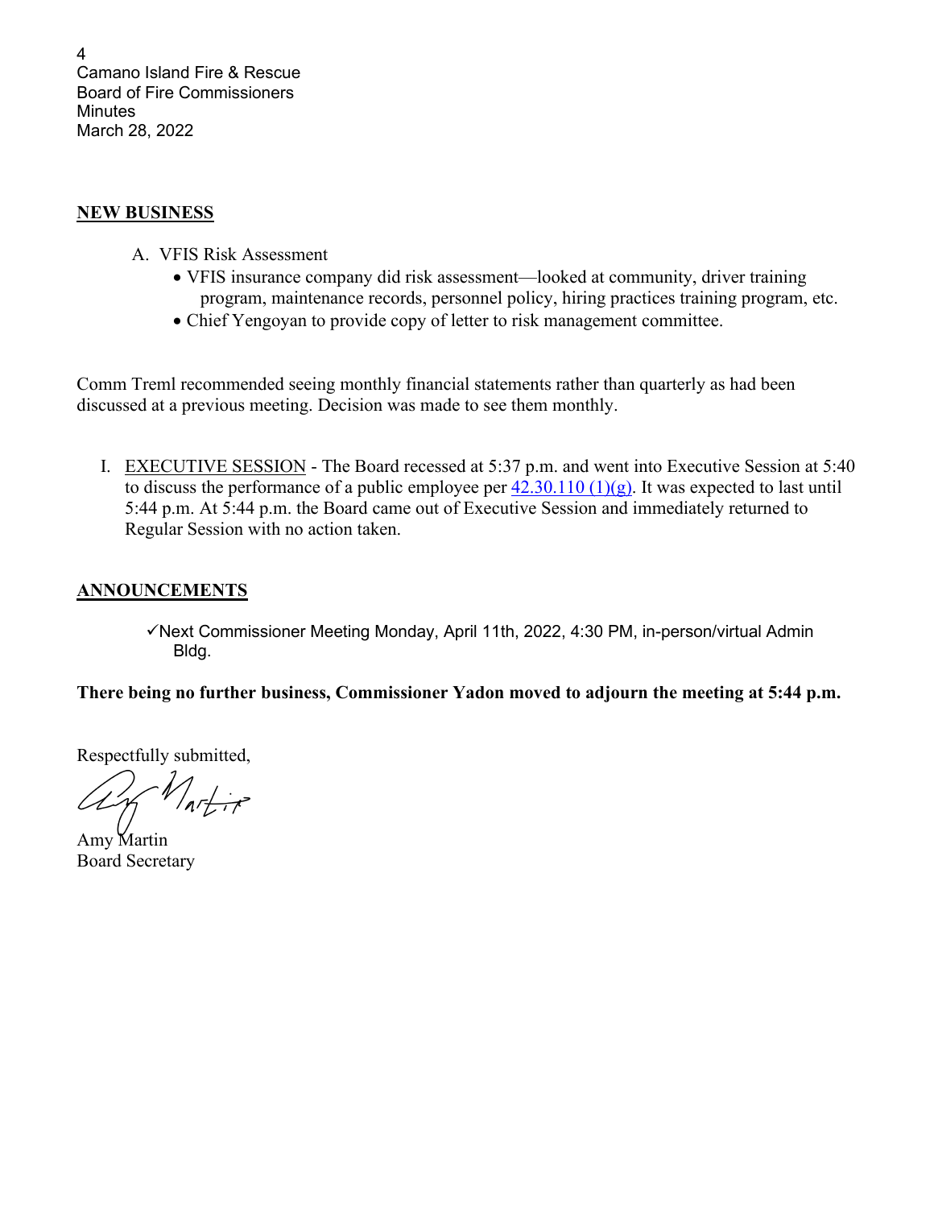## NEW BUSINESS

A. VFIS Risk Assessment
   - VFIS insurance company did risk assessment—looked at community, driver training program, maintenance records, personnel policy, hiring practices training program, etc.
   - Chief Yengoyan to provide copy of letter to risk management committee.

Comm Treml recommended seeing monthly financial statements rather than quarterly as had been discussed at a previous meeting. Decision was made to see them monthly.

I. EXECUTIVE SESSION - The Board recessed at 5:37 p.m. and went into Executive Session at 5:40 to discuss the performance of a public employee per 42.30.110 (1)(g). It was expected to last until 5:44 p.m. At 5:44 p.m. the Board came out of Executive Session and immediately returned to Regular Session with no action taken.

## ANNOUNCEMENTS

- ✓Next Commissioner Meeting Monday, April 11th, 2022, 4:30 PM, in-person/virtual Admin Bldg.

**There being no further business, Commissioner Yadon moved to adjourn the meeting at 5:44 p.m.**

Respectfully submitted,

Amy Martin
Board Secretary